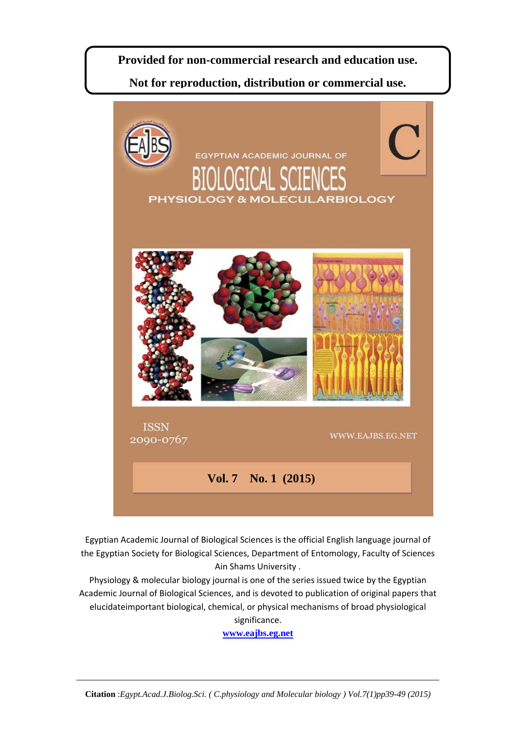**Provided for non-commercial research and education use.**

**Not for reproduction, distribution or commercial use.**

EGYPTIAN ACADEMIC JOURNAL OF

# BIOLOGICAL SCIENCES

PHYSIOLOGY & MOLECULARBIOLOGY

C

ISSN 2090-0767

WWW.EAJBS.EG.NET

**Vol. 7 No. 1 (2015)**

Egyptian Academic Journal of Biological Sciences is the official English language journal of the Egyptian Society for Biological Sciences, Department of Entomology, Faculty of Sciences Ain Shams University .

Physiology & molecular biology journal is one of the series issued twice by the Egyptian Academic Journal of Biological Sciences, and is devoted to publication of original papers that elucidateimportant biological, chemical, or physical mechanisms of broad physiological significance.

[www.eajbs.eg.net](http://www.eajbs.eg.net)

**Citation** :*Egypt.Acad.J.Biolog.Sci. ( C.physiology and Molecular biology ) Vol.7(1)pp39-49 (2015)*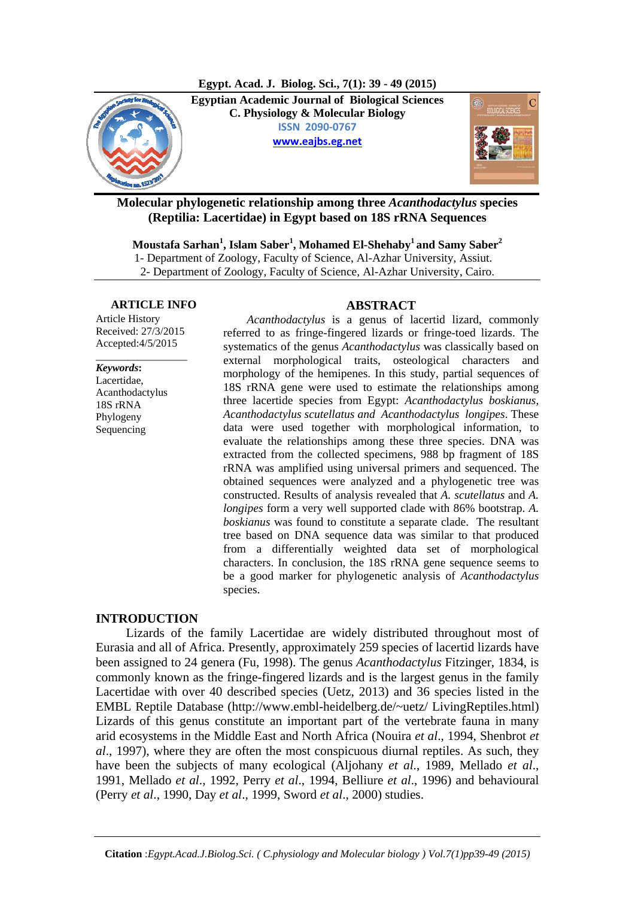Egyptian Academic Journal of Biological Sciences
C. Physiology & Molecular Biology
ISSN 2090-0767
www.eajbs.eg.net

# Molecular phylogenetic relationship among three *Acanthodactylus* species (Reptilia: Lacertidae) in Egypt based on 18S rRNA Sequences

**Moustafa Sarhan[1], Islam Saber[1], Mohamed El-Shehaby[1] and Samy Saber[2]**

1- Department of Zoology, Faculty of Science, Al-Azhar University, Assiut.
2- Department of Zoology, Faculty of Science, Al-Azhar University, Cairo.

**ARTICLE INFO**

Article History
Received: 27/3/2015
Accepted:4/5/2015

***Keywords*:**
Lacertidae,
Acanthodactylus
18S rRNA
Phylogeny
Sequencing

## ABSTRACT

*Acanthodactylus* is a genus of lacertid lizard, commonly referred to as fringe-fingered lizards or fringe-toed lizards. The systematics of the genus *Acanthodactylus* was classically based on external morphological traits, osteological characters and morphology of the hemipenes. In this study, partial sequences of 18S rRNA gene were used to estimate the relationships among three lacertide species from Egypt: *Acanthodactylus boskianus, Acanthodactylus scutellatus and Acanthodactylus longipes*. These data were used together with morphological information, to evaluate the relationships among these three species. DNA was extracted from the collected specimens, 988 bp fragment of 18S rRNA was amplified using universal primers and sequenced. The obtained sequences were analyzed and a phylogenetic tree was constructed. Results of analysis revealed that *A. scutellatus* and *A. longipes* form a very well supported clade with 86% bootstrap. *A. boskianus* was found to constitute a separate clade. The resultant tree based on DNA sequence data was similar to that produced from a differentially weighted data set of morphological characters. In conclusion, the 18S rRNA gene sequence seems to be a good marker for phylogenetic analysis of *Acanthodactylus* species.

## INTRODUCTION

Lizards of the family Lacertidae are widely distributed throughout most of Eurasia and all of Africa. Presently, approximately 259 species of lacertid lizards have been assigned to 24 genera (Fu, 1998). The genus *Acanthodactylus* Fitzinger, 1834, is commonly known as the fringe-fingered lizards and is the largest genus in the family Lacertidae with over 40 described species (Uetz, 2013) and 36 species listed in the EMBL Reptile Database (http://www.embl-heidelberg.de/~uetz/ LivingReptiles.html) Lizards of this genus constitute an important part of the vertebrate fauna in many arid ecosystems in the Middle East and North Africa (Nouira *et al*., 1994, Shenbrot *et al*., 1997), where they are often the most conspicuous diurnal reptiles. As such, they have been the subjects of many ecological (Aljohany *et al*., 1989, Mellado *et al*., 1991, Mellado *et al*., 1992, Perry *et al*., 1994, Belliure *et al*., 1996) and behavioural (Perry *et al*., 1990, Day *et al*., 1999, Sword *et al*., 2000) studies.

**Citation** :*Egypt.Acad.J.Biolog.Sci. ( C.physiology and Molecular biology ) Vol.7(1)pp39-49 (2015)*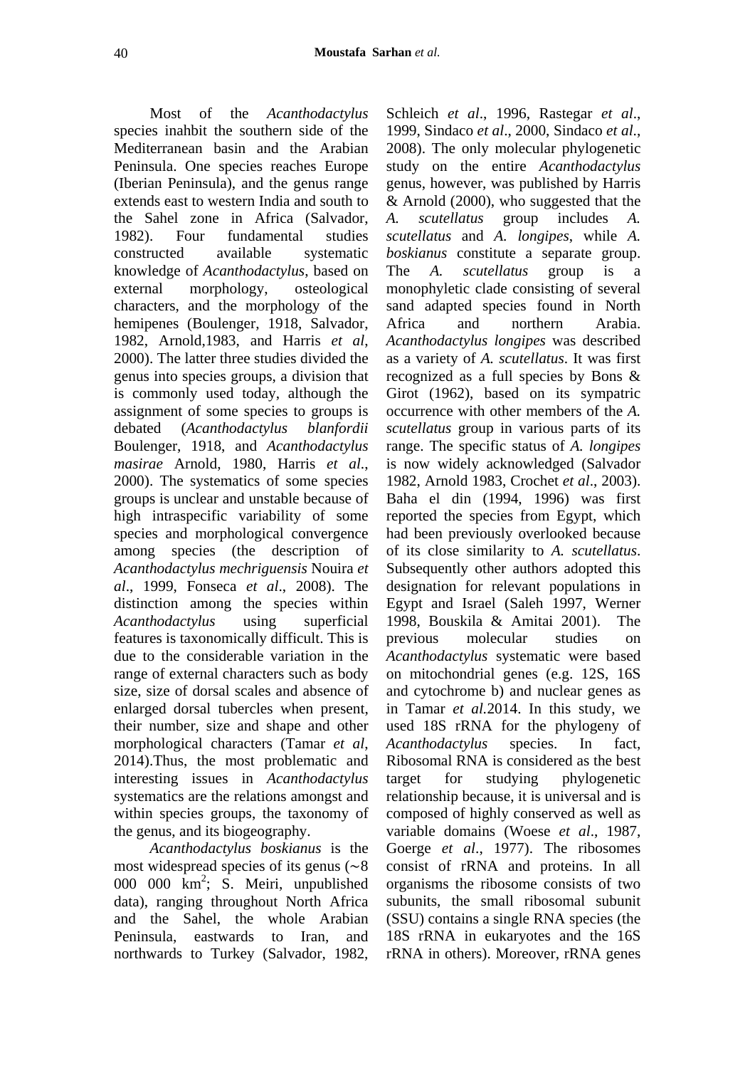Most of the *Acanthodactylus* species inahbit the southern side of the Mediterranean basin and the Arabian Peninsula. One species reaches Europe (Iberian Peninsula), and the genus range extends east to western India and south to the Sahel zone in Africa (Salvador, 1982). Four fundamental studies constructed available systematic knowledge of *Acanthodactylus*, based on external morphology, osteological characters, and the morphology of the hemipenes (Boulenger, 1918, Salvador, 1982, Arnold,1983, and Harris *et al*, 2000). The latter three studies divided the genus into species groups, a division that is commonly used today, although the assignment of some species to groups is debated (*Acanthodactylus blanfordii* Boulenger, 1918, and *Acanthodactylus masirae* Arnold, 1980, Harris *et al*., 2000). The systematics of some species groups is unclear and unstable because of high intraspecific variability of some species and morphological convergence among species (the description of *Acanthodactylus mechriguensis* Nouira *et al*., 1999, Fonseca *et al*., 2008). The distinction among the species within *Acanthodactylus* using superficial features is taxonomically difficult. This is due to the considerable variation in the range of external characters such as body size, size of dorsal scales and absence of enlarged dorsal tubercles when present, their number, size and shape and other morphological characters (Tamar *et al*, 2014).Thus, the most problematic and interesting issues in *Acanthodactylus* systematics are the relations amongst and within species groups, the taxonomy of the genus, and its biogeography.

*Acanthodactylus boskianus* is the most widespread species of its genus (∼8 000 000 km$^2$; S. Meiri, unpublished data), ranging throughout North Africa and the Sahel, the whole Arabian Peninsula, eastwards to Iran, and northwards to Turkey (Salvador, 1982, Schleich *et al*., 1996, Rastegar *et al*., 1999, Sindaco *et al*., 2000, Sindaco *et al*., 2008). The only molecular phylogenetic study on the entire *Acanthodactylus* genus, however, was published by Harris & Arnold (2000), who suggested that the *A. scutellatus* group includes *A. scutellatus* and *A. longipes*, while *A. boskianus* constitute a separate group. The *A. scutellatus* group is a monophyletic clade consisting of several sand adapted species found in North Africa and northern Arabia. *Acanthodactylus longipes* was described as a variety of *A. scutellatus*. It was first recognized as a full species by Bons & Girot (1962), based on its sympatric occurrence with other members of the *A. scutellatus* group in various parts of its range. The specific status of *A. longipes* is now widely acknowledged (Salvador 1982, Arnold 1983, Crochet *et al*., 2003). Baha el din (1994, 1996) was first reported the species from Egypt, which had been previously overlooked because of its close similarity to *A. scutellatus*. Subsequently other authors adopted this designation for relevant populations in Egypt and Israel (Saleh 1997, Werner 1998, Bouskila & Amitai 2001). The previous molecular studies on *Acanthodactylus* systematic were based on mitochondrial genes (e.g. 12S, 16S and cytochrome b) and nuclear genes as in Tamar *et al.*2014. In this study, we used 18S rRNA for the phylogeny of *Acanthodactylus* species. In fact, Ribosomal RNA is considered as the best target for studying phylogenetic relationship because, it is universal and is composed of highly conserved as well as variable domains (Woese *et al*., 1987, Goerge *et al*., 1977). The ribosomes consist of rRNA and proteins. In all organisms the ribosome consists of two subunits, the small ribosomal subunit (SSU) contains a single RNA species (the 18S rRNA in eukaryotes and the 16S rRNA in others). Moreover, rRNA genes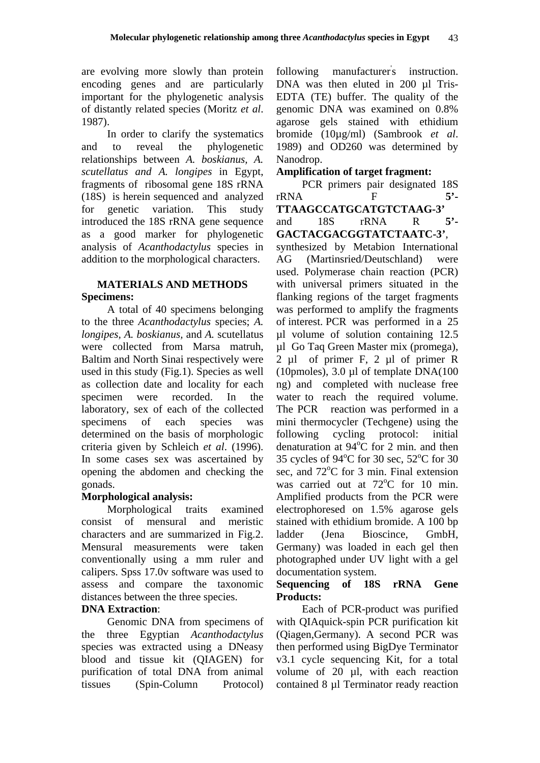are evolving more slowly than protein encoding genes and are particularly important for the phylogenetic analysis of distantly related species (Moritz *et al*. 1987).

In order to clarify the systematics and to reveal the phylogenetic relationships between *A. boskianus, A. scutellatus and A. longipes* in Egypt, fragments of ribosomal gene 18S rRNA (18S) is herein sequenced and analyzed for genetic variation. This study introduced the 18S rRNA gene sequence as a good marker for phylogenetic analysis of *Acanthodactylus* species in addition to the morphological characters.

## MATERIALS AND METHODS

**Specimens:**

A total of 40 specimens belonging to the three *Acanthodactylus* species; *A. longipes*, *A. boskianus*, and *A.* scutellatus were collected from Marsa matruh, Baltim and North Sinai respectively were used in this study (Fig.1). Species as well as collection date and locality for each specimen were recorded. In the laboratory, sex of each of the collected specimens of each species was determined on the basis of morphologic criteria given by Schleich *et al*. (1996). In some cases sex was ascertained by opening the abdomen and checking the gonads.

**Morphological analysis:**

Morphological traits examined consist of mensural and meristic characters and are summarized in Fig.2. Mensural measurements were taken conventionally using a mm ruler and calipers. Spss 17.0v software was used to assess and compare the taxonomic distances between the three species.

**DNA Extraction**:

Genomic DNA from specimens of the three Egyptian *Acanthodactylus* species was extracted using a DNeasy blood and tissue kit (QIAGEN) for purification of total DNA from animal tissues (Spin-Column Protocol) following manufacturer's instruction. DNA was then eluted in 200 µl Tris-EDTA (TE) buffer. The quality of the genomic DNA was examined on 0.8% agarose gels stained with ethidium bromide (10µg/ml) (Sambrook *et al*. 1989) and OD260 was determined by Nanodrop.

**Amplification of target fragment:**

PCR primers pair designated 18S rRNA F **5'-TTAAGCCATGCATGTCTAAG-3'** and 18S rRNA R **5'-GACTACGACGGTATCTAATC-3'**, synthesized by Metabion International AG (Martinsried/Deutschland) were used. Polymerase chain reaction (PCR) with universal primers situated in the flanking regions of the target fragments was performed to amplify the fragments of interest. PCR was performed in a 25 µl volume of solution containing 12.5 µl Go Taq Green Master mix (promega), 2 µl of primer F, 2 µl of primer R (10pmoles), 3.0 µl of template DNA(100 ng) and completed with nuclease free water to reach the required volume. The PCR reaction was performed in a mini thermocycler (Techgene) using the following cycling protocol: initial denaturation at 94$^{o}$C for 2 min. and then 35 cycles of 94$^{o}$C for 30 sec, 52$^{o}$C for 30 sec, and 72$^{o}$C for 3 min. Final extension was carried out at 72$^{o}$C for 10 min. Amplified products from the PCR were electrophoresed on 1.5% agarose gels stained with ethidium bromide. A 100 bp ladder (Jena Bioscince, GmbH, Germany) was loaded in each gel then photographed under UV light with a gel documentation system.

**Sequencing of 18S rRNA Gene Products:**

Each of PCR-product was purified with QIAquick-spin PCR purification kit (Qiagen,Germany). A second PCR was then performed using BigDye Terminator v3.1 cycle sequencing Kit, for a total volume of 20 µl, with each reaction contained 8 µl Terminator ready reaction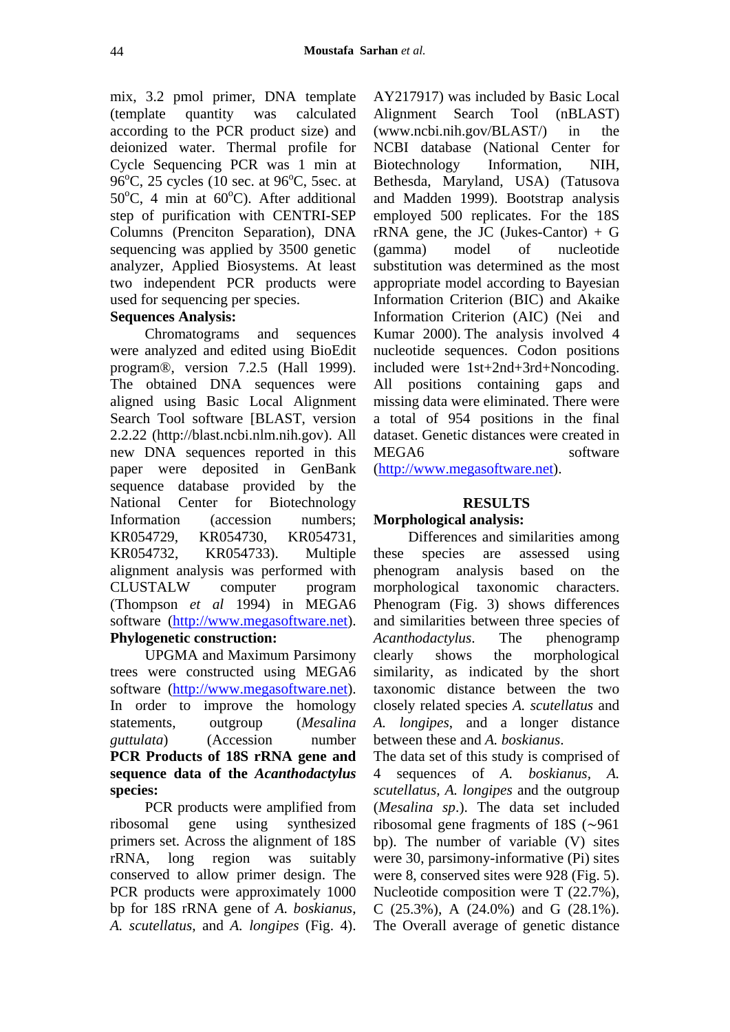mix, 3.2 pmol primer, DNA template (template quantity was calculated according to the PCR product size) and deionized water. Thermal profile for Cycle Sequencing PCR was 1 min at 96$^{o}$C, 25 cycles (10 sec. at 96$^{o}$C, 5sec. at 50$^{o}$C, 4 min at 60$^{o}$C). After additional step of purification with CENTRI-SEP Columns (Prenciton Separation), DNA sequencing was applied by 3500 genetic analyzer, Applied Biosystems. At least two independent PCR products were used for sequencing per species.

**Sequences Analysis:**

Chromatograms and sequences were analyzed and edited using BioEdit program®, version 7.2.5 (Hall 1999). The obtained DNA sequences were aligned using Basic Local Alignment Search Tool software [BLAST, version 2.2.22 (http://blast.ncbi.nlm.nih.gov). All new DNA sequences reported in this paper were deposited in GenBank sequence database provided by the National Center for Biotechnology Information (accession numbers; KR054729, KR054730, KR054731, KR054732, KR054733). Multiple alignment analysis was performed with CLUSTALW computer program (Thompson *et al* 1994) in MEGA6 software (http://www.megasoftware.net).

**Phylogenetic construction:**

UPGMA and Maximum Parsimony trees were constructed using MEGA6 software (http://www.megasoftware.net). In order to improve the homology statements, outgroup (*Mesalina guttulata*) (Accession number

**PCR Products of 18S rRNA gene and sequence data of the *Acanthodactylus* species:**

PCR products were amplified from ribosomal gene using synthesized primers set. Across the alignment of 18S rRNA, long region was suitably conserved to allow primer design. The PCR products were approximately 1000 bp for 18S rRNA gene of *A. boskianus*, *A. scutellatus*, and *A. longipes* (Fig. 4).

AY217917) was included by Basic Local Alignment Search Tool (nBLAST) (www.ncbi.nih.gov/BLAST/) in the NCBI database (National Center for Biotechnology Information, NIH, Bethesda, Maryland, USA) (Tatusova and Madden 1999). Bootstrap analysis employed 500 replicates. For the 18S rRNA gene, the JC (Jukes-Cantor) + G (gamma) model of nucleotide substitution was determined as the most appropriate model according to Bayesian Information Criterion (BIC) and Akaike Information Criterion (AIC) (Nei and Kumar 2000). The analysis involved 4 nucleotide sequences. Codon positions included were 1st+2nd+3rd+Noncoding. All positions containing gaps and missing data were eliminated. There were a total of 954 positions in the final dataset. Genetic distances were created in MEGA6 software (http://www.megasoftware.net).

## RESULTS

**Morphological analysis:**

Differences and similarities among these species are assessed using phenogram analysis based on the morphological taxonomic characters. Phenogram (Fig. 3) shows differences and similarities between three species of *Acanthodactylus*. The phenogramp clearly shows the morphological similarity, as indicated by the short taxonomic distance between the two closely related species *A. scutellatus* and *A. longipes*, and a longer distance between these and *A. boskianus*.

The data set of this study is comprised of 4 sequences of *A. boskianus*, *A. scutellatus*, *A. longipes* and the outgroup (*Mesalina sp*.). The data set included ribosomal gene fragments of 18S (~961 bp). The number of variable (V) sites were 30, parsimony-informative (Pi) sites were 8, conserved sites were 928 (Fig. 5). Nucleotide composition were T (22.7%), C (25.3%), A (24.0%) and G (28.1%). The Overall average of genetic distance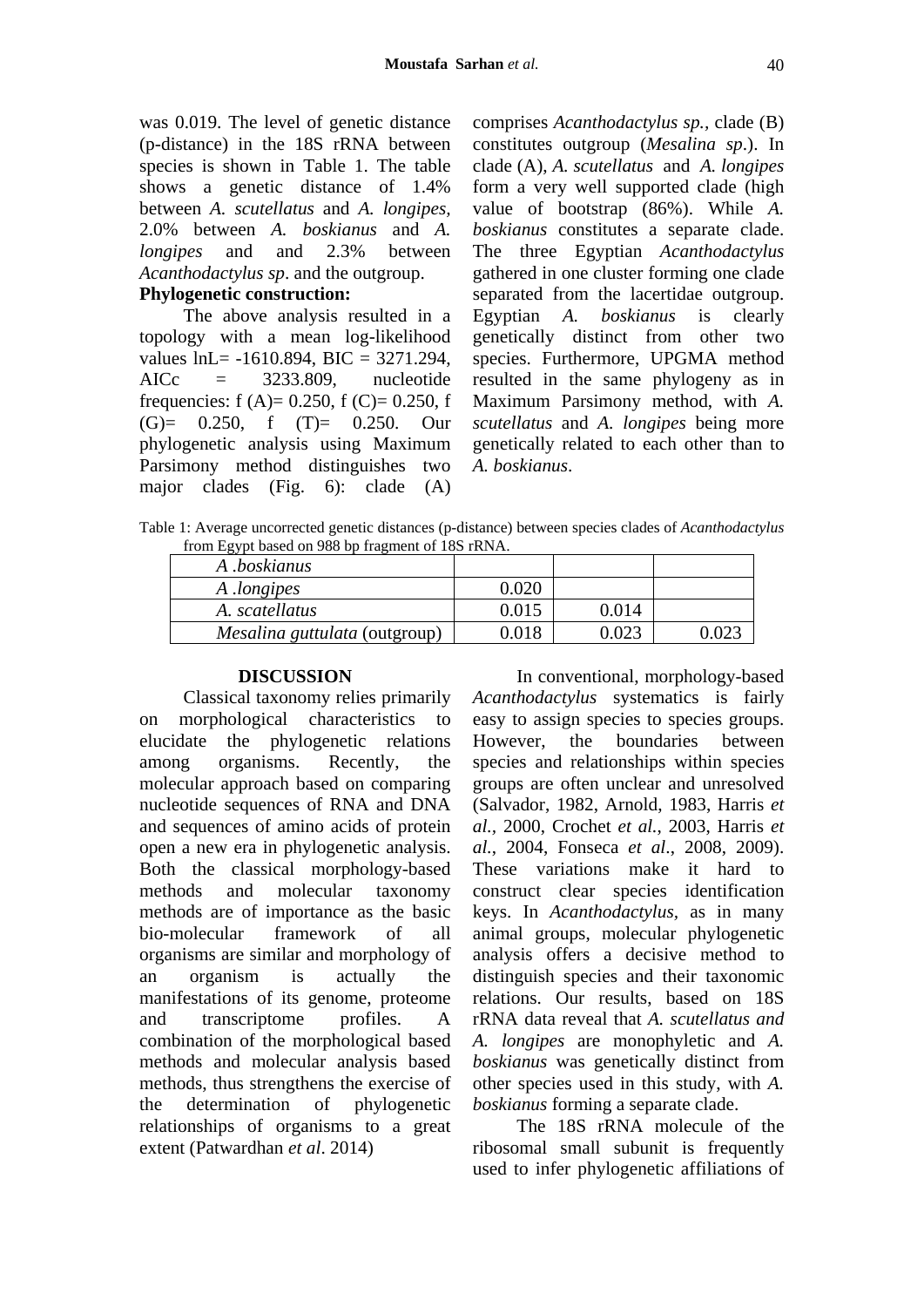was 0.019. The level of genetic distance (p-distance) in the 18S rRNA between species is shown in Table 1. The table shows a genetic distance of 1.4% between *A. scutellatus* and *A. longipes*, 2.0% between *A. boskianus* and *A. longipes* and and 2.3% between *Acanthodactylus sp*. and the outgroup.

**Phylogenetic construction:**

The above analysis resulted in a topology with a mean log-likelihood values lnL= -1610.894, BIC = 3271.294, AICc = 3233.809, nucleotide frequencies: f (A)= 0.250, f (C)= 0.250, f (G)= 0.250, f (T)= 0.250. Our phylogenetic analysis using Maximum Parsimony method distinguishes two major clades (Fig. 6): clade (A) comprises *Acanthodactylus sp.*, clade (B) constitutes outgroup (*Mesalina sp*.). In clade (A), *A. scutellatus* and *A. longipes* form a very well supported clade (high value of bootstrap (86%). While *A. boskianus* constitutes a separate clade. The three Egyptian *Acanthodactylus* gathered in one cluster forming one clade separated from the lacertidae outgroup. Egyptian *A. boskianus* is clearly genetically distinct from other two species. Furthermore, UPGMA method resulted in the same phylogeny as in Maximum Parsimony method, with *A. scutellatus* and *A. longipes* being more genetically related to each other than to *A. boskianus*.

Table 1: Average uncorrected genetic distances (p-distance) between species clades of *Acanthodactylus* from Egypt based on 988 bp fragment of 18S rRNA.

| | | | |
|---|---|---|---|
| *A .boskianus* | | | |
| *A .longipes* | 0.020 | | |
| *A. scatellatus* | 0.015 | 0.014 | |
| *Mesalina guttulata* (outgroup) | 0.018 | 0.023 | 0.023 |

## DISCUSSION

Classical taxonomy relies primarily on morphological characteristics to elucidate the phylogenetic relations among organisms. Recently, the molecular approach based on comparing nucleotide sequences of RNA and DNA and sequences of amino acids of protein open a new era in phylogenetic analysis. Both the classical morphology-based methods and molecular taxonomy methods are of importance as the basic bio-molecular framework of all organisms are similar and morphology of an organism is actually the manifestations of its genome, proteome and transcriptome profiles. A combination of the morphological based methods and molecular analysis based methods, thus strengthens the exercise of the determination of phylogenetic relationships of organisms to a great extent (Patwardhan *et al*. 2014)

In conventional, morphology-based *Acanthodactylus* systematics is fairly easy to assign species to species groups. However, the boundaries between species and relationships within species groups are often unclear and unresolved (Salvador, 1982, Arnold, 1983, Harris *et al.*, 2000, Crochet *et al.*, 2003, Harris *et al.*, 2004, Fonseca *et al*., 2008, 2009). These variations make it hard to construct clear species identification keys. In *Acanthodactylus*, as in many animal groups, molecular phylogenetic analysis offers a decisive method to distinguish species and their taxonomic relations. Our results, based on 18S rRNA data reveal that *A. scutellatus and A. longipes* are monophyletic and *A. boskianus* was genetically distinct from other species used in this study, with *A. boskianus* forming a separate clade.

The 18S rRNA molecule of the ribosomal small subunit is frequently used to infer phylogenetic affiliations of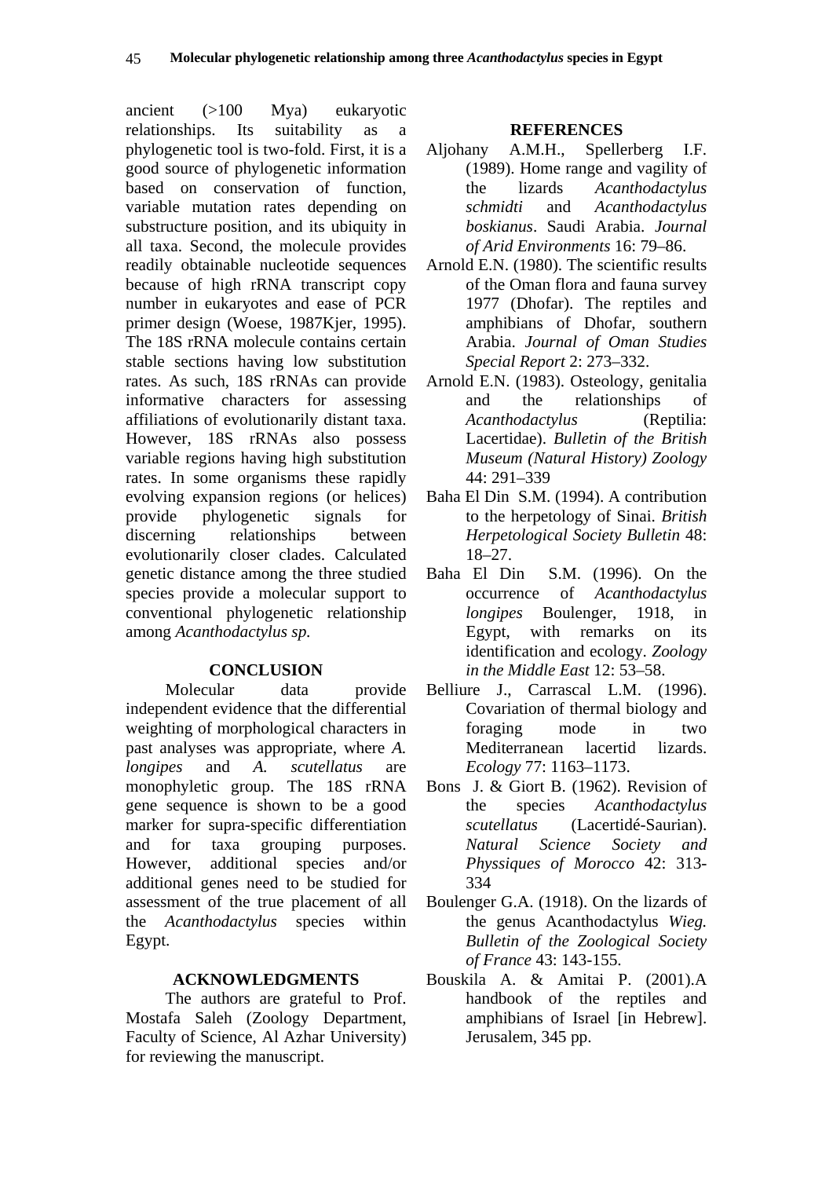ancient (>100 Mya) eukaryotic relationships. Its suitability as a phylogenetic tool is two-fold. First, it is a good source of phylogenetic information based on conservation of function, variable mutation rates depending on substructure position, and its ubiquity in all taxa. Second, the molecule provides readily obtainable nucleotide sequences because of high rRNA transcript copy number in eukaryotes and ease of PCR primer design (Woese, 1987Kjer, 1995). The 18S rRNA molecule contains certain stable sections having low substitution rates. As such, 18S rRNAs can provide informative characters for assessing affiliations of evolutionarily distant taxa. However, 18S rRNAs also possess variable regions having high substitution rates. In some organisms these rapidly evolving expansion regions (or helices) provide phylogenetic signals for discerning relationships between evolutionarily closer clades. Calculated genetic distance among the three studied species provide a molecular support to conventional phylogenetic relationship among *Acanthodactylus sp.*

## CONCLUSION

Molecular data provide independent evidence that the differential weighting of morphological characters in past analyses was appropriate, where *A. longipes* and *A. scutellatus* are monophyletic group. The 18S rRNA gene sequence is shown to be a good marker for supra-specific differentiation and for taxa grouping purposes. However, additional species and/or additional genes need to be studied for assessment of the true placement of all the *Acanthodactylus* species within Egypt.

## ACKNOWLEDGMENTS

The authors are grateful to Prof. Mostafa Saleh (Zoology Department, Faculty of Science, Al Azhar University) for reviewing the manuscript.

## REFERENCES

Aljohany A.M.H., Spellerberg I.F. (1989). Home range and vagility of the lizards *Acanthodactylus schmidti* and *Acanthodactylus boskianus*. Saudi Arabia. *Journal of Arid Environments* 16: 79–86.

Arnold E.N. (1980). The scientific results of the Oman flora and fauna survey 1977 (Dhofar). The reptiles and amphibians of Dhofar, southern Arabia. *Journal of Oman Studies Special Report* 2: 273–332.

Arnold E.N. (1983). Osteology, genitalia and the relationships of *Acanthodactylus* (Reptilia: Lacertidae). *Bulletin of the British Museum (Natural History) Zoology* 44: 291–339

Baha El Din S.M. (1994). A contribution to the herpetology of Sinai. *British Herpetological Society Bulletin* 48: 18–27.

Baha El Din S.M. (1996). On the occurrence of *Acanthodactylus longipes* Boulenger, 1918, in Egypt, with remarks on its identification and ecology. *Zoology in the Middle East* 12: 53–58.

Belliure J., Carrascal L.M. (1996). Covariation of thermal biology and foraging mode in two Mediterranean lacertid lizards. *Ecology* 77: 1163–1173.

Bons J. & Giort B. (1962). Revision of the species *Acanthodactylus scutellatus* (Lacertidé-Saurian). *Natural Science Society and Physsiques of Morocco* 42: 313-334

Boulenger G.A. (1918). On the lizards of the genus Acanthodactylus *Wieg. Bulletin of the Zoological Society of France* 43: 143-155.

Bouskila A. & Amitai P. (2001).A handbook of the reptiles and amphibians of Israel [in Hebrew]. Jerusalem, 345 pp.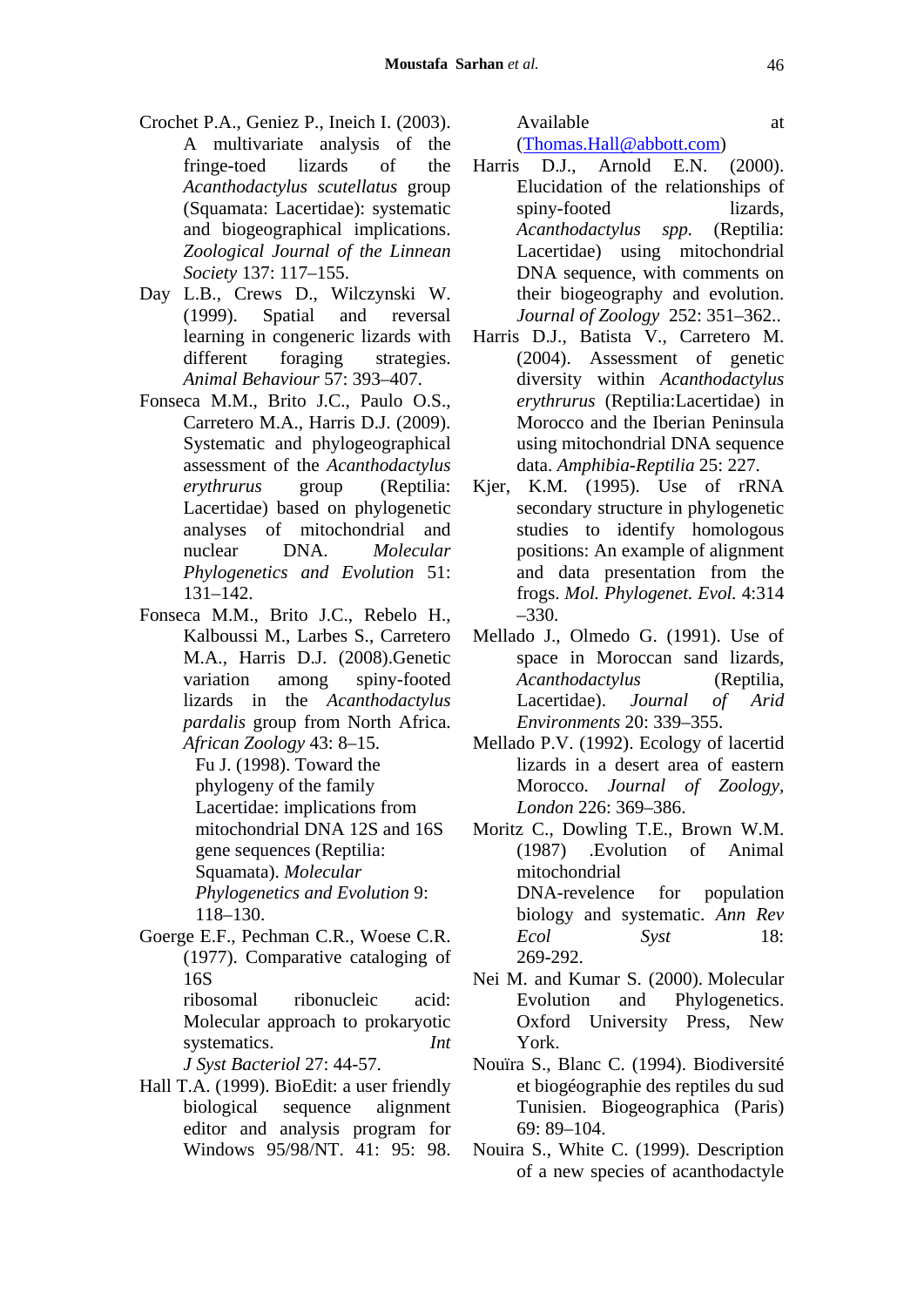Crochet P.A., Geniez P., Ineich I. (2003). A multivariate analysis of the fringe-toed lizards of the *Acanthodactylus scutellatus* group (Squamata: Lacertidae): systematic and biogeographical implications. *Zoological Journal of the Linnean Society* 137: 117–155.

Day L.B., Crews D., Wilczynski W. (1999). Spatial and reversal learning in congeneric lizards with different foraging strategies. *Animal Behaviour* 57: 393–407.

Fonseca M.M., Brito J.C., Paulo O.S., Carretero M.A., Harris D.J. (2009). Systematic and phylogeographical assessment of the *Acanthodactylus erythrurus* group (Reptilia: Lacertidae) based on phylogenetic analyses of mitochondrial and nuclear DNA. *Molecular Phylogenetics and Evolution* 51: 131–142.

Fonseca M.M., Brito J.C., Rebelo H., Kalboussi M., Larbes S., Carretero M.A., Harris D.J. (2008).Genetic variation among spiny-footed lizards in the *Acanthodactylus pardalis* group from North Africa. *African Zoology* 43: 8–15.

Fu J. (1998). Toward the phylogeny of the family Lacertidae: implications from mitochondrial DNA 12S and 16S gene sequences (Reptilia: Squamata). *Molecular Phylogenetics and Evolution* 9: 118–130.

Goerge E.F., Pechman C.R., Woese C.R. (1977). Comparative cataloging of 16S ribosomal ribonucleic acid: Molecular approach to prokaryotic systematics. *Int J Syst Bacteriol* 27: 44-57.

Hall T.A. (1999). BioEdit: a user friendly biological sequence alignment editor and analysis program for Windows 95/98/NT. 41: 95: 98. Available at (Thomas.Hall@abbott.com)

Harris D.J., Arnold E.N. (2000). Elucidation of the relationships of spiny-footed lizards, *Acanthodactylus spp.* (Reptilia: Lacertidae) using mitochondrial DNA sequence, with comments on their biogeography and evolution. *Journal of Zoology* 252: 351–362..

Harris D.J., Batista V., Carretero M. (2004). Assessment of genetic diversity within *Acanthodactylus erythrurus* (Reptilia:Lacertidae) in Morocco and the Iberian Peninsula using mitochondrial DNA sequence data. *Amphibia-Reptilia* 25: 227.

Kjer, K.M. (1995). Use of rRNA secondary structure in phylogenetic studies to identify homologous positions: An example of alignment and data presentation from the frogs. *Mol. Phylogenet. Evol.* 4:314–330.

Mellado J., Olmedo G. (1991). Use of space in Moroccan sand lizards, *Acanthodactylus* (Reptilia, Lacertidae). *Journal of Arid Environments* 20: 339–355.

Mellado P.V. (1992). Ecology of lacertid lizards in a desert area of eastern Morocco. *Journal of Zoology, London* 226: 369–386.

Moritz C., Dowling T.E., Brown W.M. (1987) .Evolution of Animal mitochondrial DNA-revelence for population biology and systematic. *Ann Rev Ecol Syst* 18: 269-292.

Nei M. and Kumar S. (2000). Molecular Evolution and Phylogenetics. Oxford University Press, New York.

Nouïra S., Blanc C. (1994). Biodiversité et biogéographie des reptiles du sud Tunisien. Biogeographica (Paris) 69: 89–104.

Nouira S., White C. (1999). Description of a new species of acanthodactyle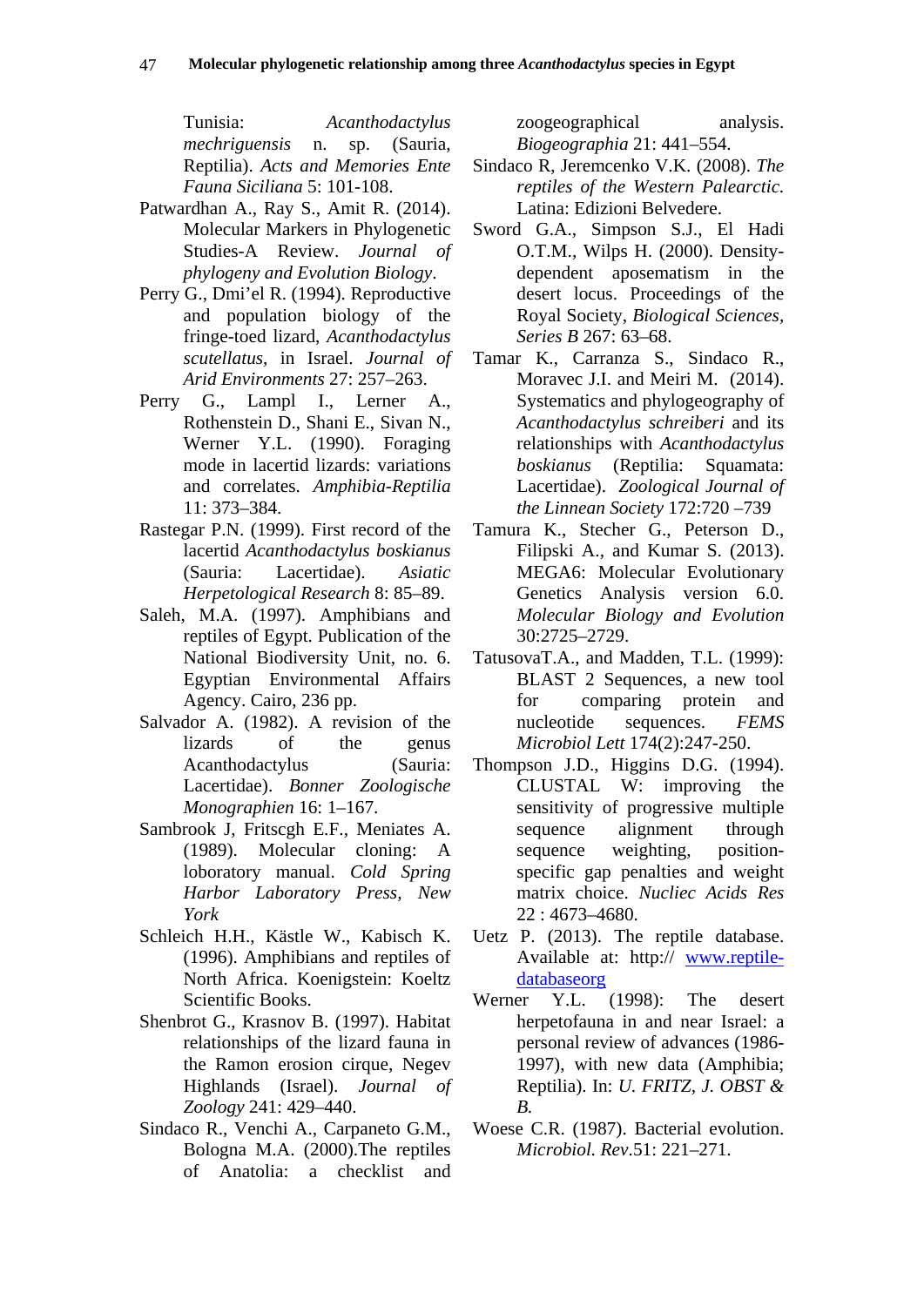Tunisia: *Acanthodactylus mechriguensis* n. sp. (Sauria, Reptilia). *Acts and Memories Ente Fauna Siciliana* 5: 101-108.

Patwardhan A., Ray S., Amit R. (2014). Molecular Markers in Phylogenetic Studies-A Review. *Journal of phylogeny and Evolution Biology*.

Perry G., Dmi'el R. (1994). Reproductive and population biology of the fringe-toed lizard, *Acanthodactylus scutellatus*, in Israel. *Journal of Arid Environments* 27: 257–263.

Perry G., Lampl I., Lerner A., Rothenstein D., Shani E., Sivan N., Werner Y.L. (1990). Foraging mode in lacertid lizards: variations and correlates. *Amphibia-Reptilia* 11: 373–384.

Rastegar P.N. (1999). First record of the lacertid *Acanthodactylus boskianus* (Sauria: Lacertidae). *Asiatic Herpetological Research* 8: 85–89.

Saleh, M.A. (1997). Amphibians and reptiles of Egypt. Publication of the National Biodiversity Unit, no. 6. Egyptian Environmental Affairs Agency. Cairo, 236 pp.

Salvador A. (1982). A revision of the lizards of the genus Acanthodactylus (Sauria: Lacertidae). *Bonner Zoologische Monographien* 16: 1–167.

Sambrook J, Fritscgh E.F., Meniates A. (1989). Molecular cloning: A loboratory manual. *Cold Spring Harbor Laboratory Press, New York*

Schleich H.H., Kästle W., Kabisch K. (1996). Amphibians and reptiles of North Africa. Koenigstein: Koeltz Scientific Books.

Shenbrot G., Krasnov B. (1997). Habitat relationships of the lizard fauna in the Ramon erosion cirque, Negev Highlands (Israel). *Journal of Zoology* 241: 429–440.

Sindaco R., Venchi A., Carpaneto G.M., Bologna M.A. (2000).The reptiles of Anatolia: a checklist and zoogeographical analysis. *Biogeographia* 21: 441–554.

Sindaco R, Jeremcenko V.K. (2008). *The reptiles of the Western Palearctic.* Latina: Edizioni Belvedere.

Sword G.A., Simpson S.J., El Hadi O.T.M., Wilps H. (2000). Density-dependent aposematism in the desert locus. Proceedings of the Royal Society, *Biological Sciences, Series B* 267: 63–68.

Tamar K., Carranza S., Sindaco R., Moravec J.I. and Meiri M. (2014). Systematics and phylogeography of *Acanthodactylus schreiberi* and its relationships with *Acanthodactylus boskianus* (Reptilia: Squamata: Lacertidae). *Zoological Journal of the Linnean Society* 172:720 –739

Tamura K., Stecher G., Peterson D., Filipski A., and Kumar S. (2013). MEGA6: Molecular Evolutionary Genetics Analysis version 6.0. *Molecular Biology and Evolution* 30:2725–2729.

TatusovaT.A., and Madden, T.L. (1999): BLAST 2 Sequences, a new tool for comparing protein and nucleotide sequences. *FEMS Microbiol Lett* 174(2):247-250.

Thompson J.D., Higgins D.G. (1994). CLUSTAL W: improving the sensitivity of progressive multiple sequence alignment through sequence weighting, position-specific gap penalties and weight matrix choice. *Nucliec Acids Res* 22 : 4673–4680.

Uetz P. (2013). The reptile database. Available at: http:// www.reptile-databaseorg

Werner Y.L. (1998): The desert herpetofauna in and near Israel: a personal review of advances (1986-1997), with new data (Amphibia; Reptilia). In: *U. FRITZ, J. OBST & B.*

Woese C.R. (1987). Bacterial evolution. *Microbiol. Rev*.51: 221–271.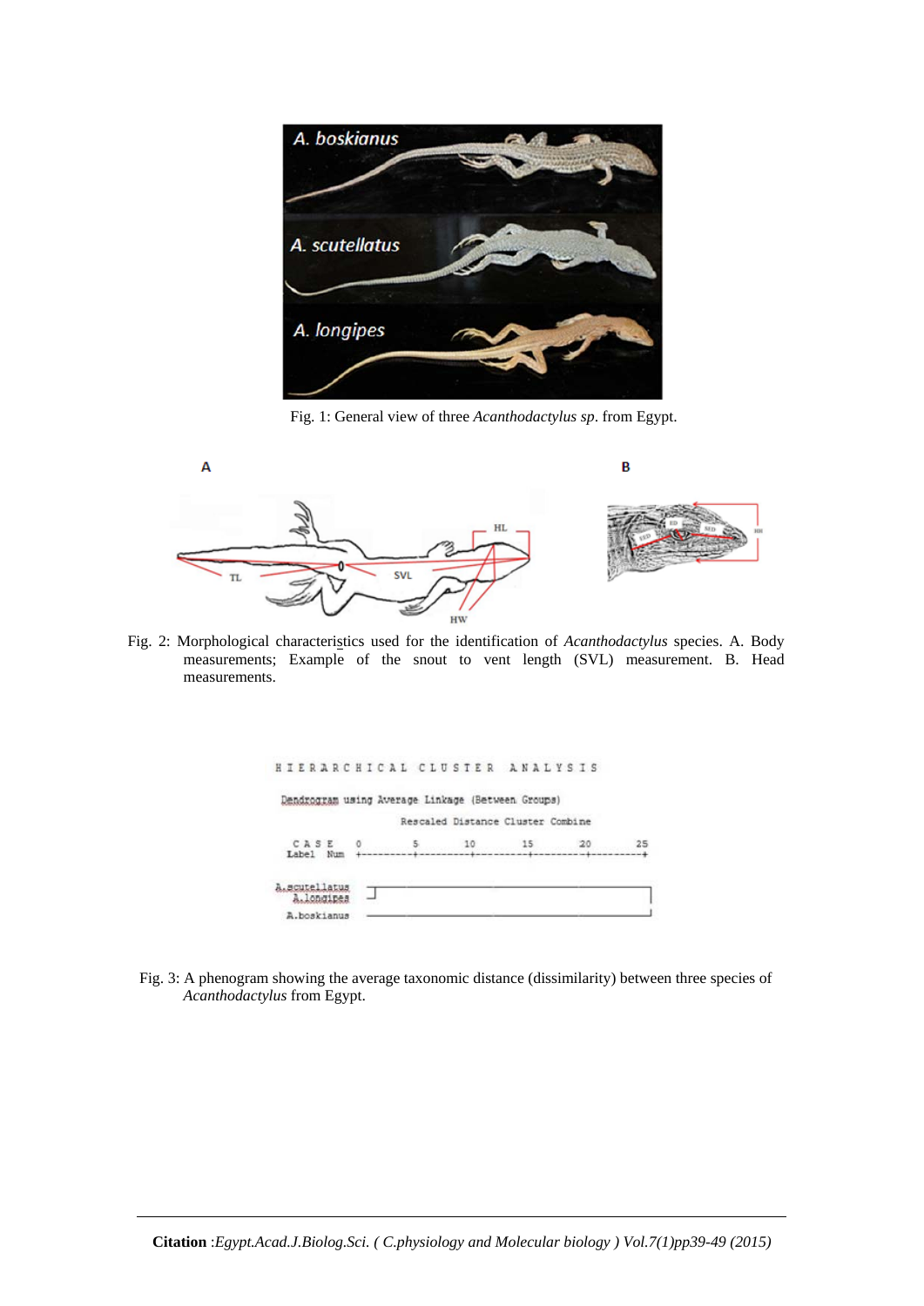Fig. 1: General view of three *Acanthodactylus sp*. from Egypt.

Fig. 2: Morphological characteristics used for the identification of *Acanthodactylus* species. A. Body measurements; Example of the snout to vent length (SVL) measurement. B. Head measurements.

```
H I E R A R C H I C A L   C L U S T E R   A N A L Y S I S

Dendrogram using Average Linkage (Between Groups)

                        Rescaled Distance Cluster Combine

   C A S E    0         5        10        15        20        25
  Label  Num  +---------+---------+---------+---------+---------+

A.scutellatus
  A.longipes
A.boskianus
```

Fig. 3: A phenogram showing the average taxonomic distance (dissimilarity) between three species of *Acanthodactylus* from Egypt.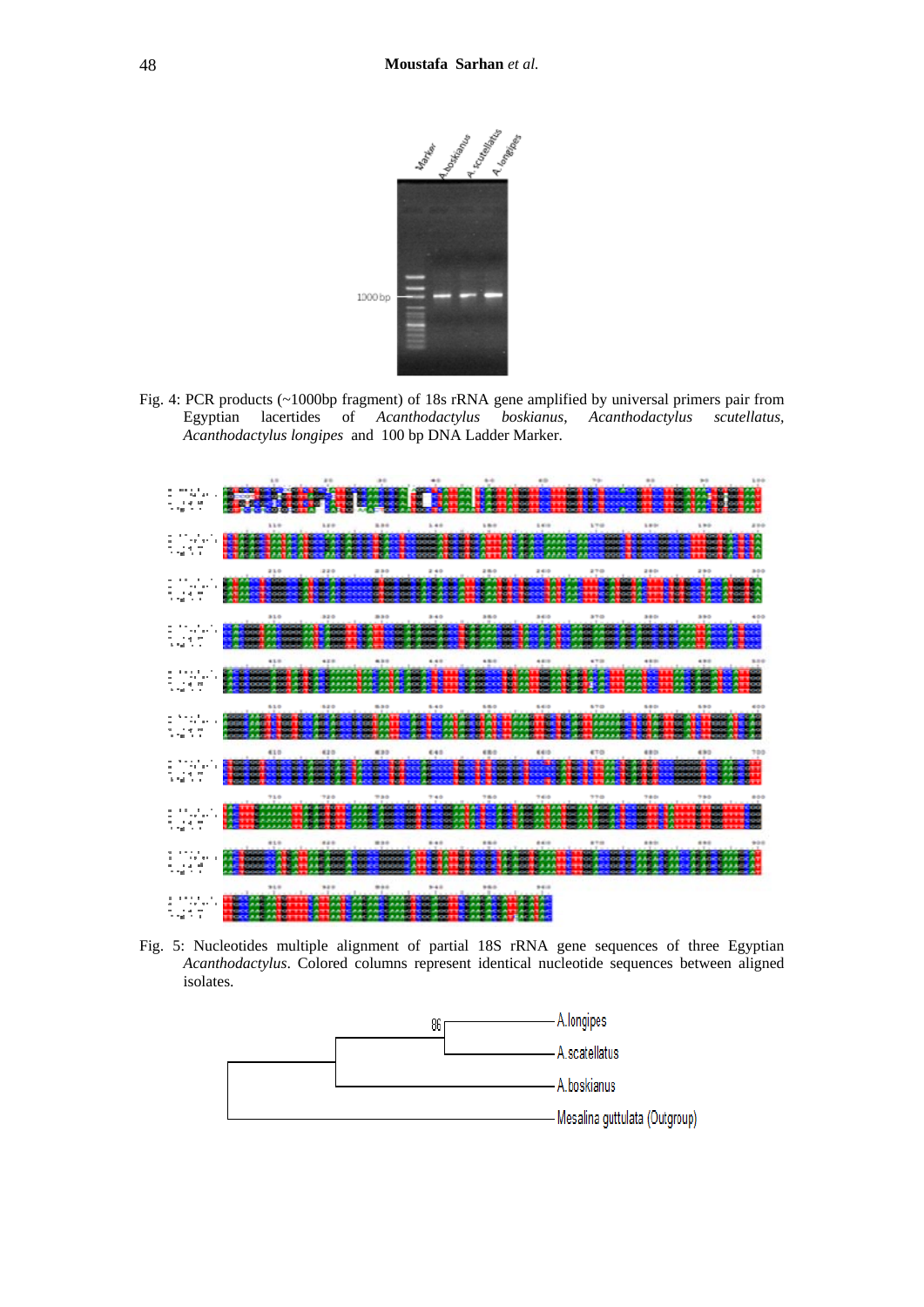Fig. 4: PCR products (~1000bp fragment) of 18s rRNA gene amplified by universal primers pair from Egyptian lacertides of *Acanthodactylus boskianus*, *Acanthodactylus scutellatus*, *Acanthodactylus longipes* and 100 bp DNA Ladder Marker.

Fig. 5: Nucleotides multiple alignment of partial 18S rRNA gene sequences of three Egyptian *Acanthodactylus*. Colored columns represent identical nucleotide sequences between aligned isolates.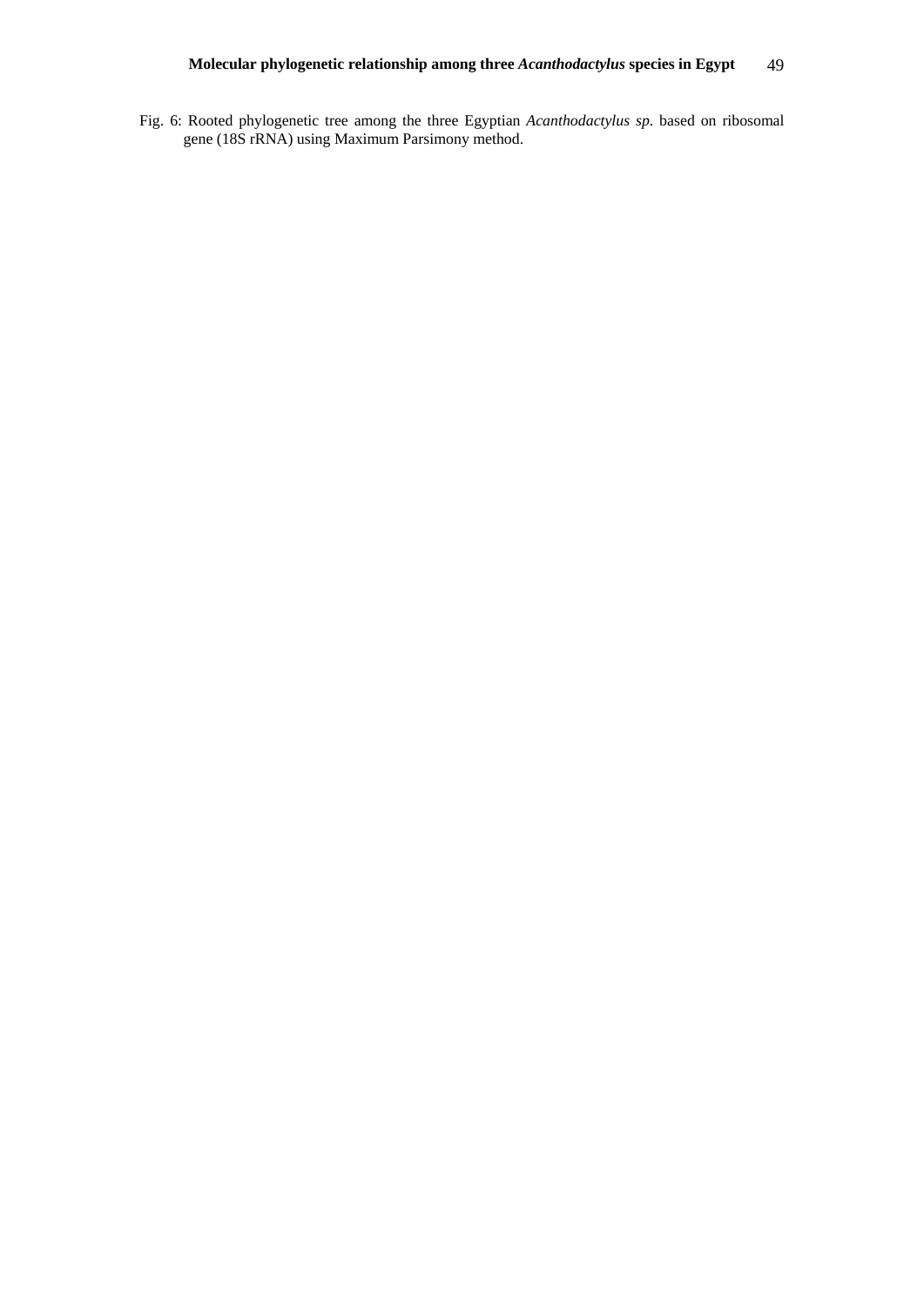Fig. 6: Rooted phylogenetic tree among the three Egyptian *Acanthodactylus sp*. based on ribosomal gene (18S rRNA) using Maximum Parsimony method.